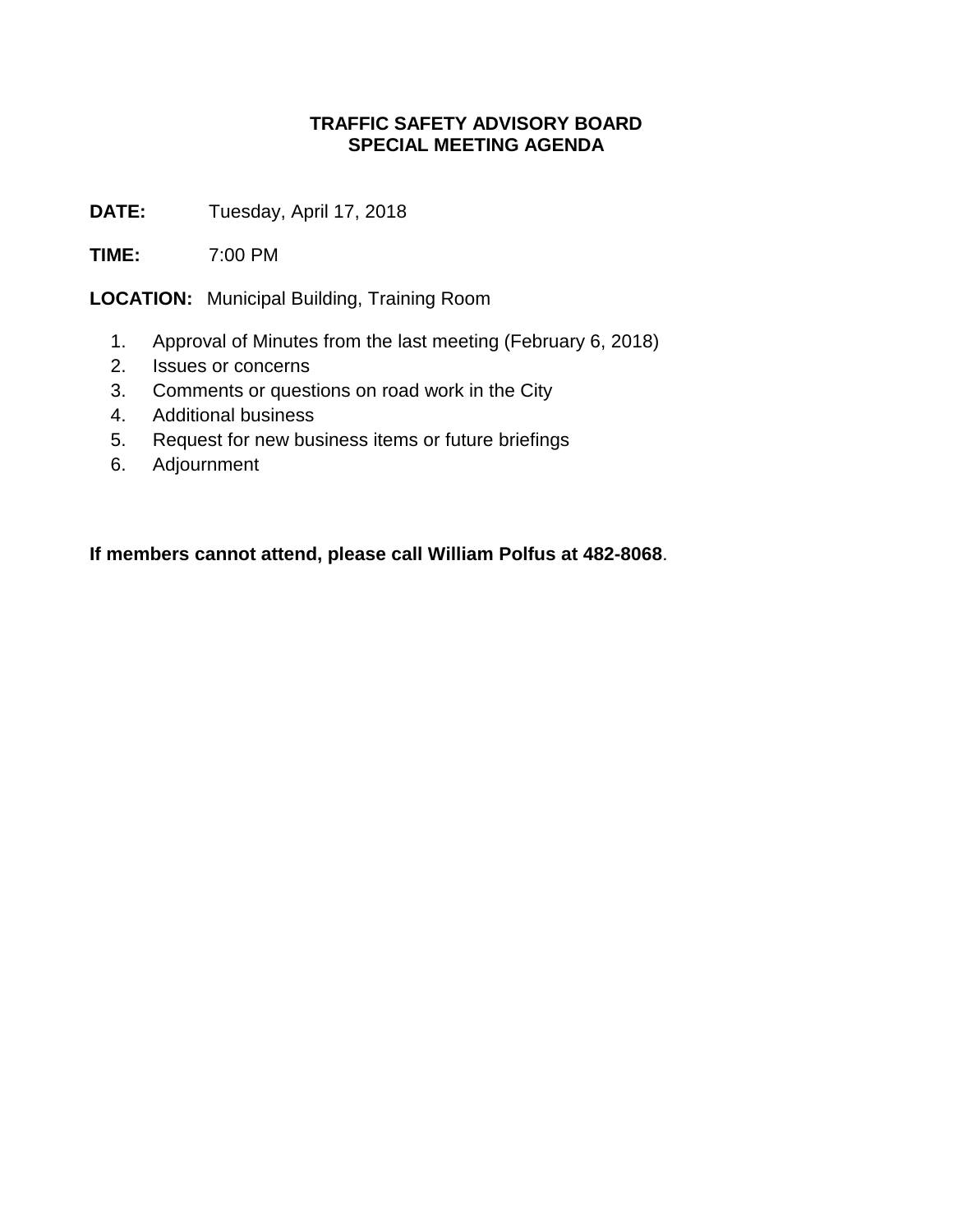# TRAFFIC SAFETY ADVISORY BOARD
## SPECIAL MEETING AGENDA

**DATE:** Tuesday, April 17, 2018

**TIME:** 7:00 PM

**LOCATION:** Municipal Building, Training Room

1. Approval of Minutes from the last meeting (February 6, 2018)
2. Issues or concerns
3. Comments or questions on road work in the City
4. Additional business
5. Request for new business items or future briefings
6. Adjournment

**If members cannot attend, please call William Polfus at 482-8068**.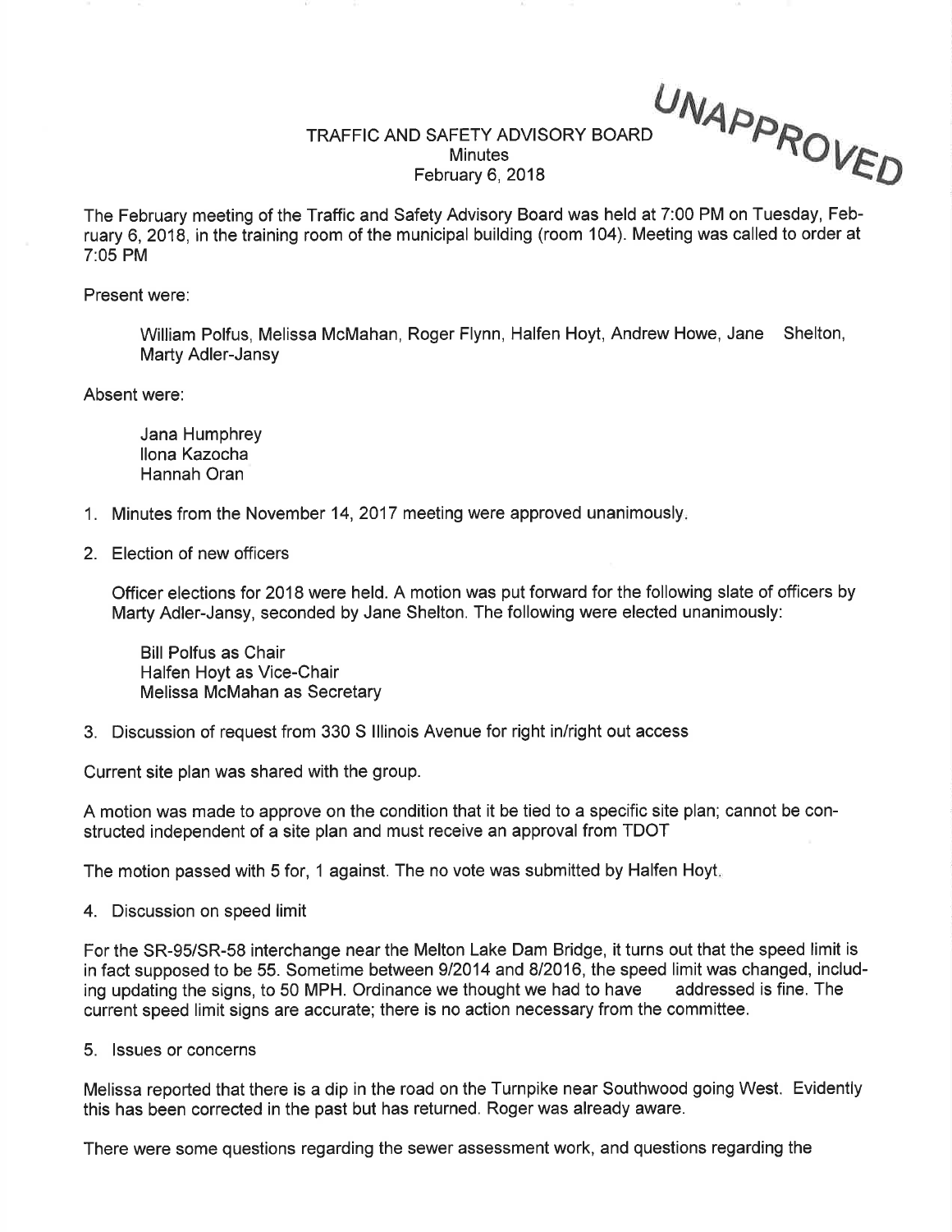UNAPPROVED

# TRAFFIC AND SAFETY ADVISORY BOARD
## Minutes
## February 6, 2018

The February meeting of the Traffic and Safety Advisory Board was held at 7:00 PM on Tuesday, February 6, 2018, in the training room of the municipal building (room 104). Meeting was called to order at 7:05 PM

Present were:

> William Polfus, Melissa McMahan, Roger Flynn, Halfen Hoyt, Andrew Howe, Jane Shelton, Marty Adler-Jansy

Absent were:

> Jana Humphrey
> Ilona Kazocha
> Hannah Oran

1. Minutes from the November 14, 2017 meeting were approved unanimously.

2. Election of new officers

   Officer elections for 2018 were held. A motion was put forward for the following slate of officers by Marty Adler-Jansy, seconded by Jane Shelton. The following were elected unanimously:

   Bill Polfus as Chair
   Halfen Hoyt as Vice-Chair
   Melissa McMahan as Secretary

3. Discussion of request from 330 S Illinois Avenue for right in/right out access

Current site plan was shared with the group.

A motion was made to approve on the condition that it be tied to a specific site plan; cannot be constructed independent of a site plan and must receive an approval from TDOT

The motion passed with 5 for, 1 against. The no vote was submitted by Halfen Hoyt.

4. Discussion on speed limit

For the SR-95/SR-58 interchange near the Melton Lake Dam Bridge, it turns out that the speed limit is in fact supposed to be 55. Sometime between 9/2014 and 8/2016, the speed limit was changed, including updating the signs, to 50 MPH. Ordinance we thought we had to have addressed is fine. The current speed limit signs are accurate; there is no action necessary from the committee.

5. Issues or concerns

Melissa reported that there is a dip in the road on the Turnpike near Southwood going West. Evidently this has been corrected in the past but has returned. Roger was already aware.

There were some questions regarding the sewer assessment work, and questions regarding the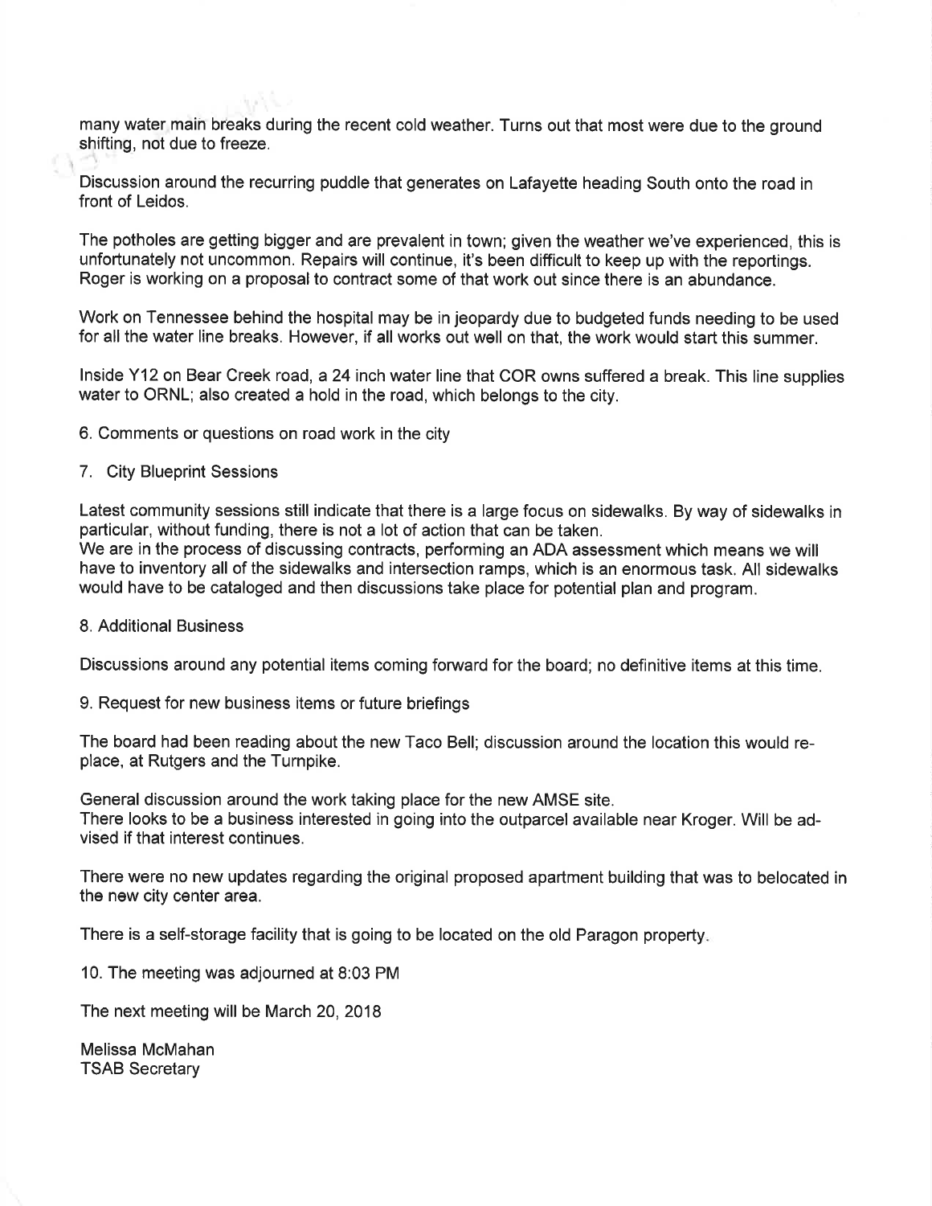many water main breaks during the recent cold weather. Turns out that most were due to the ground shifting, not due to freeze.

Discussion around the recurring puddle that generates on Lafayette heading South onto the road in front of Leidos.

The potholes are getting bigger and are prevalent in town; given the weather we've experienced, this is unfortunately not uncommon. Repairs will continue, it's been difficult to keep up with the reportings. Roger is working on a proposal to contract some of that work out since there is an abundance.

Work on Tennessee behind the hospital may be in jeopardy due to budgeted funds needing to be used for all the water line breaks. However, if all works out well on that, the work would start this summer.

Inside Y12 on Bear Creek road, a 24 inch water line that COR owns suffered a break. This line supplies water to ORNL; also created a hold in the road, which belongs to the city.

6. Comments or questions on road work in the city

7. City Blueprint Sessions

Latest community sessions still indicate that there is a large focus on sidewalks. By way of sidewalks in particular, without funding, there is not a lot of action that can be taken.
We are in the process of discussing contracts, performing an ADA assessment which means we will have to inventory all of the sidewalks and intersection ramps, which is an enormous task. All sidewalks would have to be cataloged and then discussions take place for potential plan and program.

8. Additional Business

Discussions around any potential items coming forward for the board; no definitive items at this time.

9. Request for new business items or future briefings

The board had been reading about the new Taco Bell; discussion around the location this would re-place, at Rutgers and the Turnpike.

General discussion around the work taking place for the new AMSE site.
There looks to be a business interested in going into the outparcel available near Kroger. Will be ad-vised if that interest continues.

There were no new updates regarding the original proposed apartment building that was to belocated in the new city center area.

There is a self-storage facility that is going to be located on the old Paragon property.

10. The meeting was adjourned at 8:03 PM

The next meeting will be March 20, 2018

Melissa McMahan
TSAB Secretary